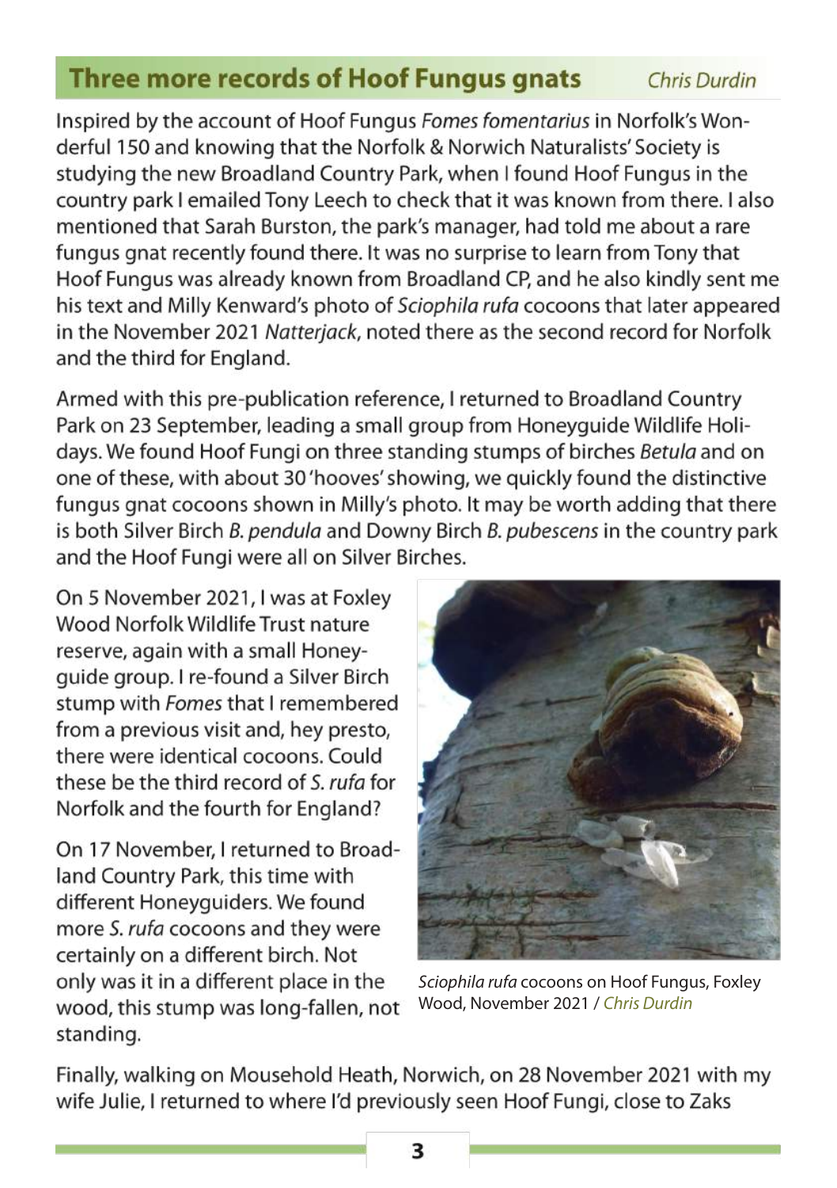## Three more records of Hoof Fungus gnats

*Chris Durdin*

Inspired by the account of Hoof Fungus *Fomes fomentarius* in Norfolk's Wonderful 150 and knowing that the Norfolk & Norwich Naturalists' Society is studying the new Broadland Country Park, when I found Hoof Fungus in the country park I emailed Tony Leech to check that it was known from there. I also mentioned that Sarah Burston, the park's manager, had told me about a rare fungus gnat recently found there. It was no surprise to learn from Tony that Hoof Fungus was already known from Broadland CP, and he also kindly sent me his text and Milly Kenward's photo of *Sciophila rufa* cocoons that later appeared in the November 2021 *Natterjack*, noted there as the second record for Norfolk and the third for England.

Armed with this pre-publication reference, I returned to Broadland Country Park on 23 September, leading a small group from Honeyguide Wildlife Holidays. We found Hoof Fungi on three standing stumps of birches *Betula* and on one of these, with about 30 'hooves' showing, we quickly found the distinctive fungus gnat cocoons shown in Milly's photo. It may be worth adding that there is both Silver Birch *B. pendula* and Downy Birch *B. pubescens* in the country park and the Hoof Fungi were all on Silver Birches.

On 5 November 2021, I was at Foxley Wood Norfolk Wildlife Trust nature reserve, again with a small Honeyguide group. I re-found a Silver Birch stump with *Fomes* that I remembered from a previous visit and, hey presto, there were identical cocoons. Could these be the third record of *S. rufa* for Norfolk and the fourth for England?

On 17 November, I returned to Broadland Country Park, this time with different Honeyguiders. We found more *S. rufa* cocoons and they were certainly on a different birch. Not only was it in a different place in the wood, this stump was long-fallen, not standing.

*Sciophila rufa* cocoons on Hoof Fungus, Foxley Wood, November 2021 / *Chris Durdin*

Finally, walking on Mousehold Heath, Norwich, on 28 November 2021 with my wife Julie, I returned to where I'd previously seen Hoof Fungi, close to Zaks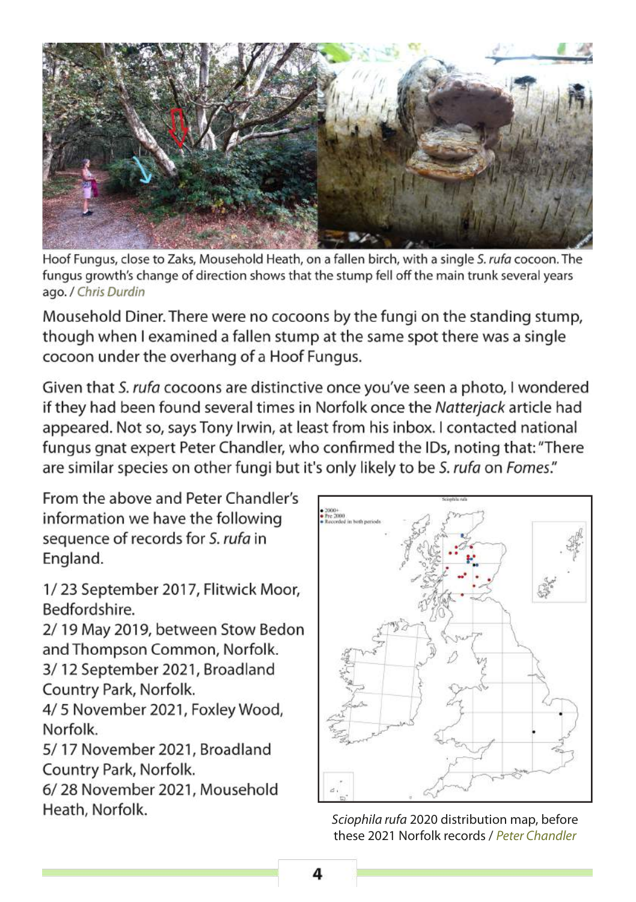Hoof Fungus, close to Zaks, Mousehold Heath, on a fallen birch, with a single *S. rufa* cocoon. The fungus growth's change of direction shows that the stump fell off the main trunk several years ago. / Chris Durdin

Mousehold Diner. There were no cocoons by the fungi on the standing stump, though when I examined a fallen stump at the same spot there was a single cocoon under the overhang of a Hoof Fungus.

Given that *S. rufa* cocoons are distinctive once you've seen a photo, I wondered if they had been found several times in Norfolk once the *Natterjack* article had appeared. Not so, says Tony Irwin, at least from his inbox. I contacted national fungus gnat expert Peter Chandler, who confirmed the IDs, noting that: "There are similar species on other fungi but it's only likely to be *S. rufa* on *Fomes*."

From the above and Peter Chandler's information we have the following sequence of records for *S. rufa* in England.

1/ 23 September 2017, Flitwick Moor, Bedfordshire.
2/ 19 May 2019, between Stow Bedon and Thompson Common, Norfolk.
3/ 12 September 2021, Broadland Country Park, Norfolk.
4/ 5 November 2021, Foxley Wood, Norfolk.
5/ 17 November 2021, Broadland Country Park, Norfolk.
6/ 28 November 2021, Mousehold Heath, Norfolk.

*Sciophila rufa* 2020 distribution map, before these 2021 Norfolk records / Peter Chandler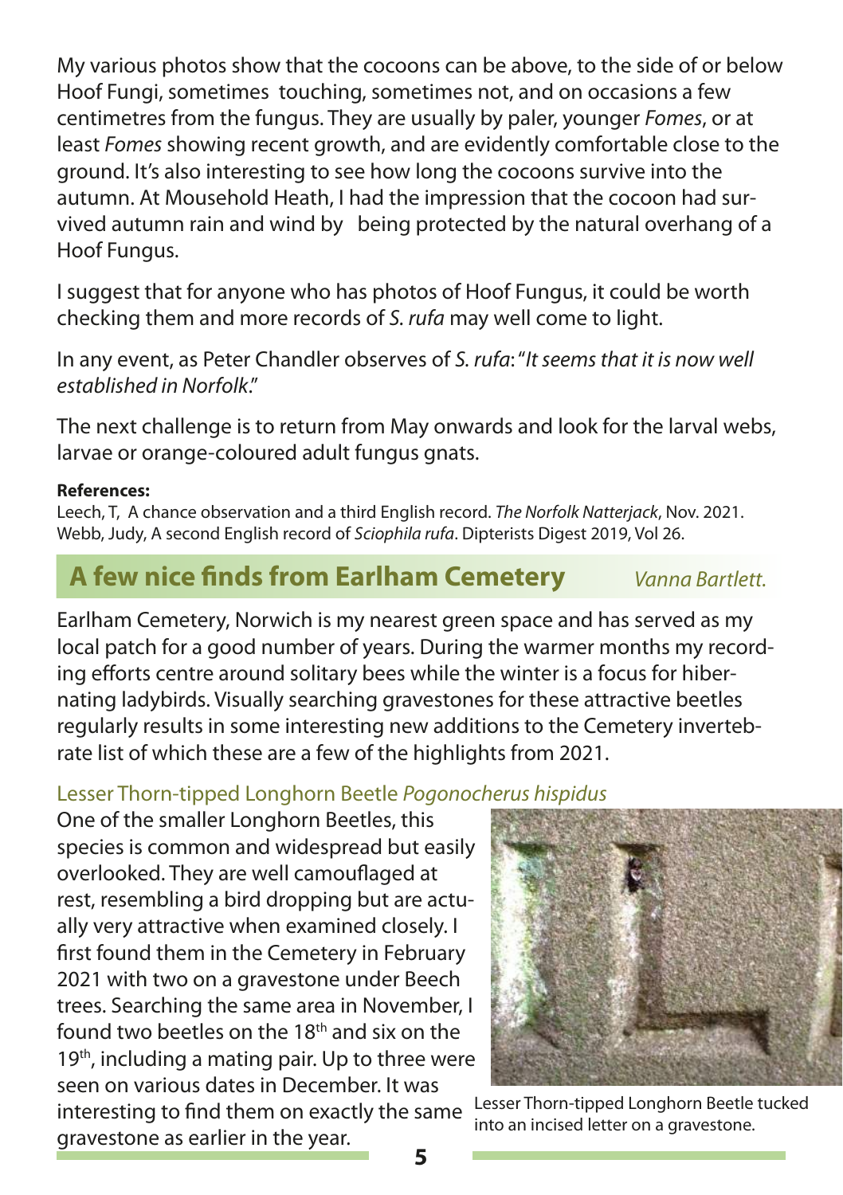My various photos show that the cocoons can be above, to the side of or below Hoof Fungi, sometimes touching, sometimes not, and on occasions a few centimetres from the fungus. They are usually by paler, younger *Fomes*, or at least *Fomes* showing recent growth, and are evidently comfortable close to the ground. It's also interesting to see how long the cocoons survive into the autumn. At Mousehold Heath, I had the impression that the cocoon had survived autumn rain and wind by being protected by the natural overhang of a Hoof Fungus.

I suggest that for anyone who has photos of Hoof Fungus, it could be worth checking them and more records of *S. rufa* may well come to light.

In any event, as Peter Chandler observes of *S. rufa*: "*It seems that it is now well established in Norfolk*."

The next challenge is to return from May onwards and look for the larval webs, larvae or orange-coloured adult fungus gnats.

**References:**

Leech, T, A chance observation and a third English record. *The Norfolk Natterjack*, Nov. 2021.
Webb, Judy, A second English record of *Sciophila rufa*. Dipterists Digest 2019, Vol 26.

## A few nice finds from Earlham Cemetery

*Vanna Bartlett.*

Earlham Cemetery, Norwich is my nearest green space and has served as my local patch for a good number of years. During the warmer months my recording efforts centre around solitary bees while the winter is a focus for hibernating ladybirds. Visually searching gravestones for these attractive beetles regularly results in some interesting new additions to the Cemetery invertebrate list of which these are a few of the highlights from 2021.

### Lesser Thorn-tipped Longhorn Beetle *Pogonocherus hispidus*

One of the smaller Longhorn Beetles, this species is common and widespread but easily overlooked. They are well camouflaged at rest, resembling a bird dropping but are actually very attractive when examined closely. I first found them in the Cemetery in February 2021 with two on a gravestone under Beech trees. Searching the same area in November, I found two beetles on the 18th and six on the 19th, including a mating pair. Up to three were seen on various dates in December. It was interesting to find them on exactly the same gravestone as earlier in the year.

Lesser Thorn-tipped Longhorn Beetle tucked into an incised letter on a gravestone.